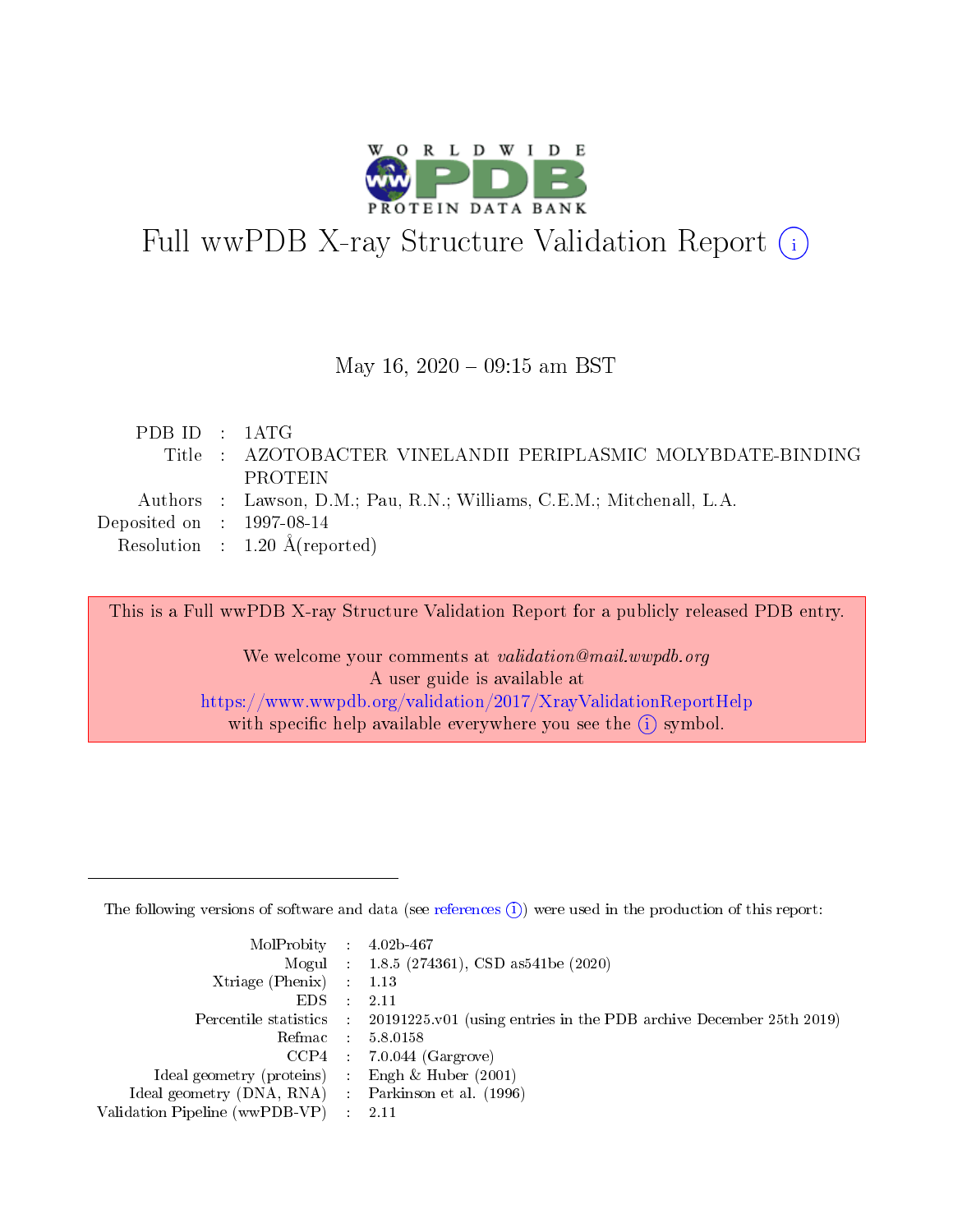# Full wwPDB X-ray Structure Validation Report (i)

May 16, 2020 – 09:15 am BST

| | | |
|---|---|---|
| PDB ID | : | 1ATG |
| Title | : | AZOTOBACTER VINELANDII PERIPLASMIC MOLYBDATE-BINDING PROTEIN |
| Authors | : | Lawson, D.M.; Pau, R.N.; Williams, C.E.M.; Mitchenall, L.A. |
| Deposited on | : | 1997-08-14 |
| Resolution | : | 1.20 Å(reported) |

This is a Full wwPDB X-ray Structure Validation Report for a publicly released PDB entry.

We welcome your comments at *validation@mail.wwpdb.org*
A user guide is available at
https://www.wwpdb.org/validation/2017/XrayValidationReportHelp
with specific help available everywhere you see the (i) symbol.

---

The following versions of software and data (see references (i)) were used in the production of this report:

| | | |
|---|---|---|
| MolProbity | : | 4.02b-467 |
| Mogul | : | 1.8.5 (274361), CSD as541be (2020) |
| Xtriage (Phenix) | : | 1.13 |
| EDS | : | 2.11 |
| Percentile statistics | : | 20191225.v01 (using entries in the PDB archive December 25th 2019) |
| Refmac | : | 5.8.0158 |
| CCP4 | : | 7.0.044 (Gargrove) |
| Ideal geometry (proteins) | : | Engh & Huber (2001) |
| Ideal geometry (DNA, RNA) | : | Parkinson et al. (1996) |
| Validation Pipeline (wwPDB-VP) | : | 2.11 |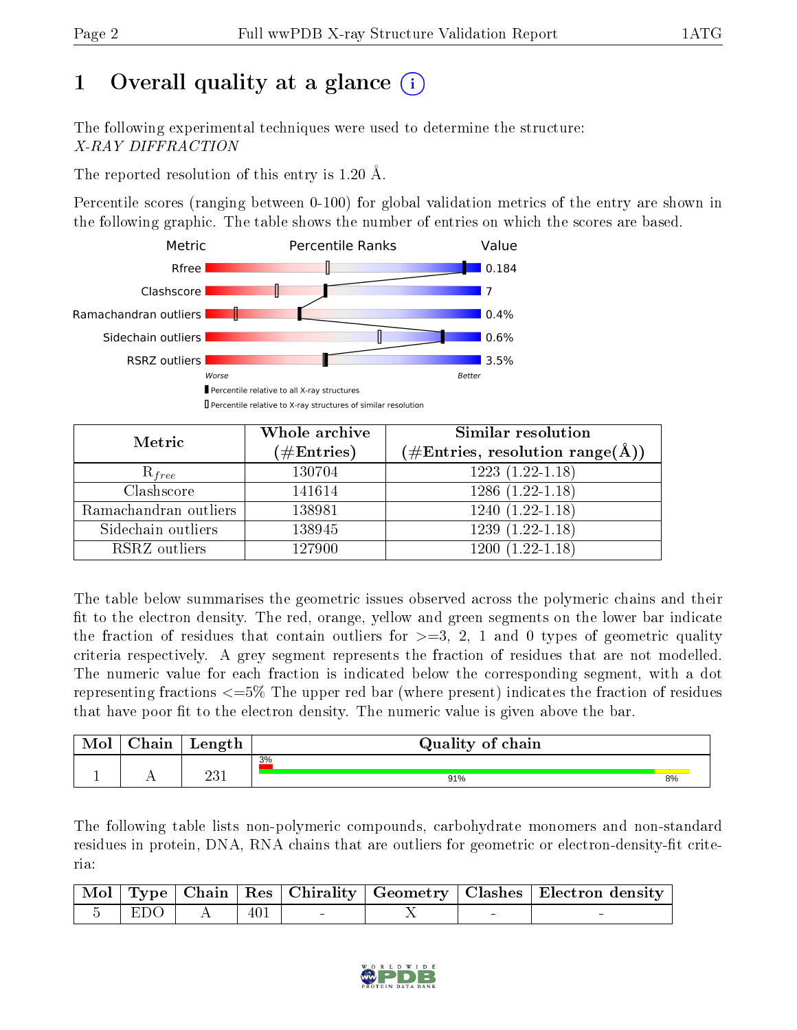# 1 Overall quality at a glance (i)

The following experimental techniques were used to determine the structure:
*X-RAY DIFFRACTION*

The reported resolution of this entry is 1.20 Å.

Percentile scores (ranging between 0-100) for global validation metrics of the entry are shown in the following graphic. The table shows the number of entries on which the scores are based.

| Metric | Value |
|---|---|
| Rfree | 0.184 |
| Clashscore | 7 |
| Ramachandran outliers | 0.4% |
| Sidechain outliers | 0.6% |
| RSRZ outliers | 3.5% |

Worse — Better

▮ Percentile relative to all X-ray structures
▯ Percentile relative to X-ray structures of similar resolution

| Metric | Whole archive (#Entries) | Similar resolution (#Entries, resolution range(Å)) |
|---|---|---|
| $R_{free}$ | 130704 | 1223 (1.22-1.18) |
| Clashscore | 141614 | 1286 (1.22-1.18) |
| Ramachandran outliers | 138981 | 1240 (1.22-1.18) |
| Sidechain outliers | 138945 | 1239 (1.22-1.18) |
| RSRZ outliers | 127900 | 1200 (1.22-1.18) |

The table below summarises the geometric issues observed across the polymeric chains and their fit to the electron density. The red, orange, yellow and green segments on the lower bar indicate the fraction of residues that contain outliers for >=3, 2, 1 and 0 types of geometric quality criteria respectively. A grey segment represents the fraction of residues that are not modelled. The numeric value for each fraction is indicated below the corresponding segment, with a dot representing fractions <=5% The upper red bar (where present) indicates the fraction of residues that have poor fit to the electron density. The numeric value is given above the bar.

| Mol | Chain | Length | Quality of chain |
|---|---|---|---|
| 1 | A | 231 | 3% (poor fit); 91% green, 8% yellow |

The following table lists non-polymeric compounds, carbohydrate monomers and non-standard residues in protein, DNA, RNA chains that are outliers for geometric or electron-density-fit criteria:

| Mol | Type | Chain | Res | Chirality | Geometry | Clashes | Electron density |
|---|---|---|---|---|---|---|---|
| 5 | EDO | A | 401 | - | X | - | - |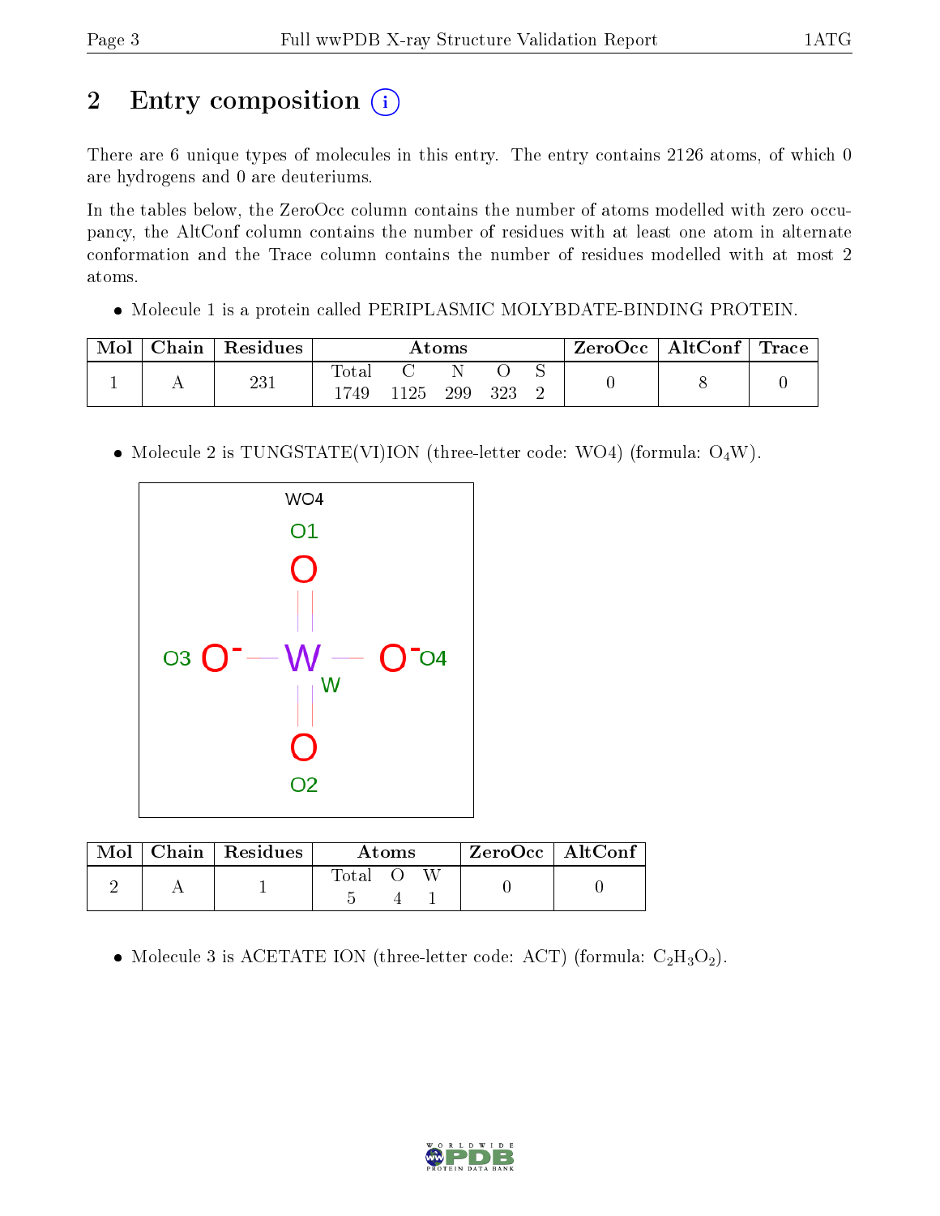# 2 Entry composition

There are 6 unique types of molecules in this entry. The entry contains 2126 atoms, of which 0 are hydrogens and 0 are deuteriums.

In the tables below, the ZeroOcc column contains the number of atoms modelled with zero occupancy, the AltConf column contains the number of residues with at least one atom in alternate conformation and the Trace column contains the number of residues modelled with at most 2 atoms.

- Molecule 1 is a protein called PERIPLASMIC MOLYBDATE-BINDING PROTEIN.

| Mol | Chain | Residues | Atoms | | | | | ZeroOcc | AltConf | Trace |
|---|---|---|---|---|---|---|---|---|---|---|
| | | | Total | C | N | O | S | | | |
| 1 | A | 231 | 1749 | 1125 | 299 | 323 | 2 | 0 | 8 | 0 |

- Molecule 2 is TUNGSTATE(VI)ION (three-letter code: WO4) (formula: $O_4W$).

| Mol | Chain | Residues | Atoms | | | ZeroOcc | AltConf |
|---|---|---|---|---|---|---|---|
| | | | Total | O | W | | |
| 2 | A | 1 | 5 | 4 | 1 | 0 | 0 |

- Molecule 3 is ACETATE ION (three-letter code: ACT) (formula: $C_2H_3O_2$).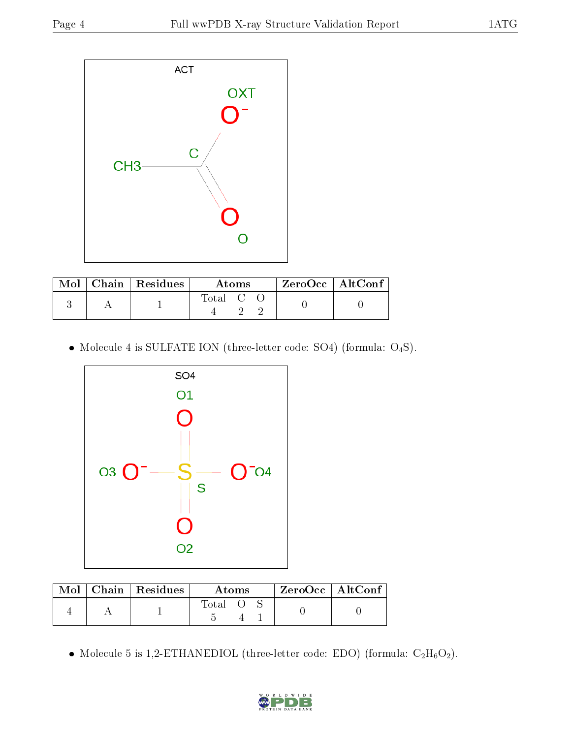| Mol | Chain | Residues | Atoms | ZeroOcc | AltConf |
|---|---|---|---|---|---|
| 3 | A | 1 | Total C O<br>4 2 2 | 0 | 0 |

- Molecule 4 is SULFATE ION (three-letter code: SO4) (formula: $O_4S$).

| Mol | Chain | Residues | Atoms | ZeroOcc | AltConf |
|---|---|---|---|---|---|
| 4 | A | 1 | Total O S<br>5 4 1 | 0 | 0 |

- Molecule 5 is 1,2-ETHANEDIOL (three-letter code: EDO) (formula: $C_2H_6O_2$).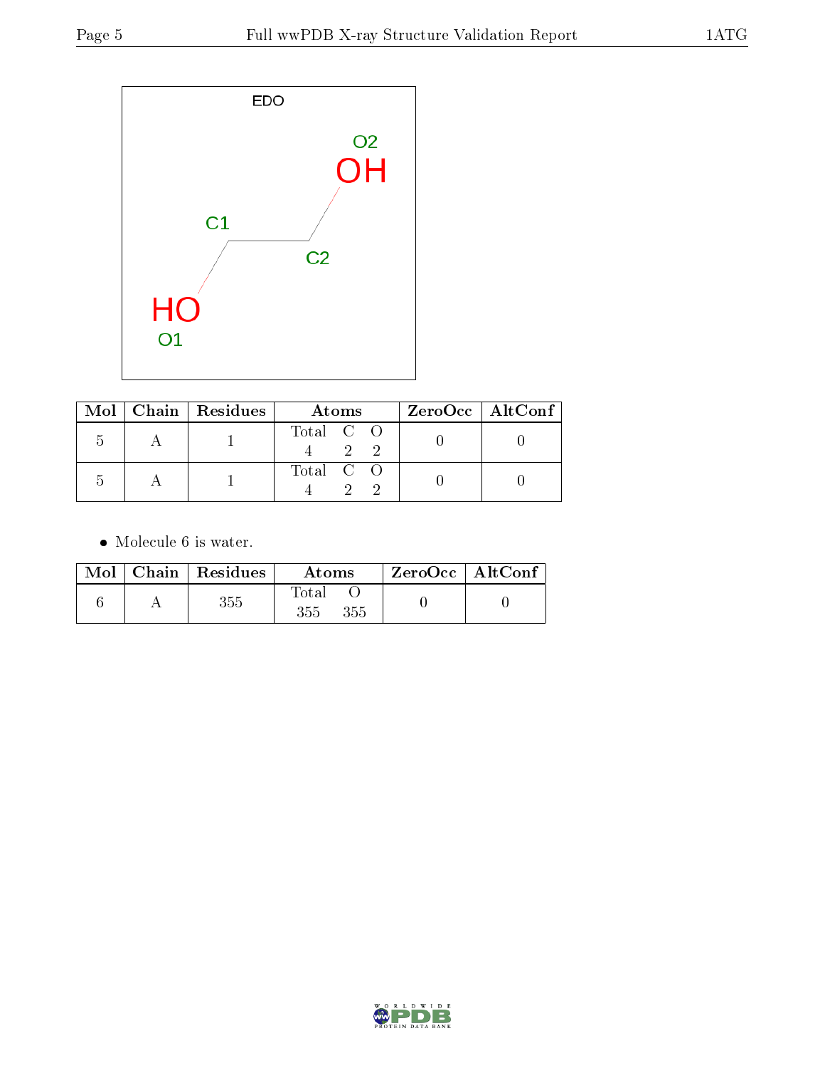| Mol | Chain | Residues | Atoms | | | ZeroOcc | AltConf |
|---|---|---|---|---|---|---|---|
| | | | Total | C | O | | |
| 5 | A | 1 | 4 | 2 | 2 | 0 | 0 |
| 5 | A | 1 | 4 | 2 | 2 | 0 | 0 |

- Molecule 6 is water.

| Mol | Chain | Residues | Atoms | | ZeroOcc | AltConf |
|---|---|---|---|---|---|---|
| | | | Total | O | | |
| 6 | A | 355 | 355 | 355 | 0 | 0 |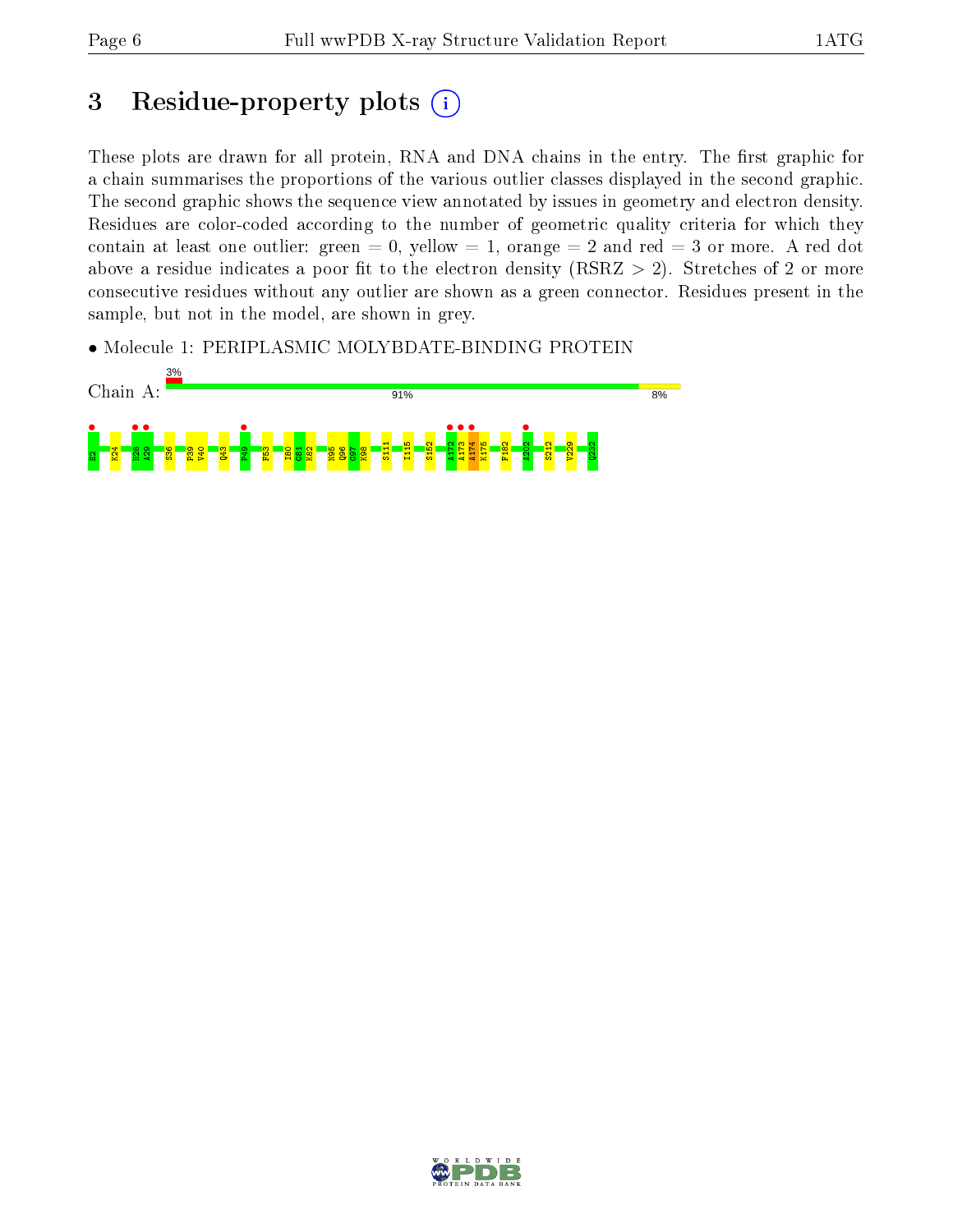# 3 Residue-property plots

These plots are drawn for all protein, RNA and DNA chains in the entry. The first graphic for a chain summarises the proportions of the various outlier classes displayed in the second graphic. The second graphic shows the sequence view annotated by issues in geometry and electron density. Residues are color-coded according to the number of geometric quality criteria for which they contain at least one outlier: green = 0, yellow = 1, orange = 2 and red = 3 or more. A red dot above a residue indicates a poor fit to the electron density (RSRZ > 2). Stretches of 2 or more consecutive residues without any outlier are shown as a green connector. Residues present in the sample, but not in the model, are shown in grey.

- Molecule 1: PERIPLASMIC MOLYBDATE-BINDING PROTEIN

Chain A: 3% | 91% | 8%

E2 K24 H28 A29 S36 P39 V40 Q43 P49 F53 I80 G81 K82 N95 Q96 G97 K98 S111 I115 S152 A172 A173 A174 K175 F182 A202 S212 V229 Q232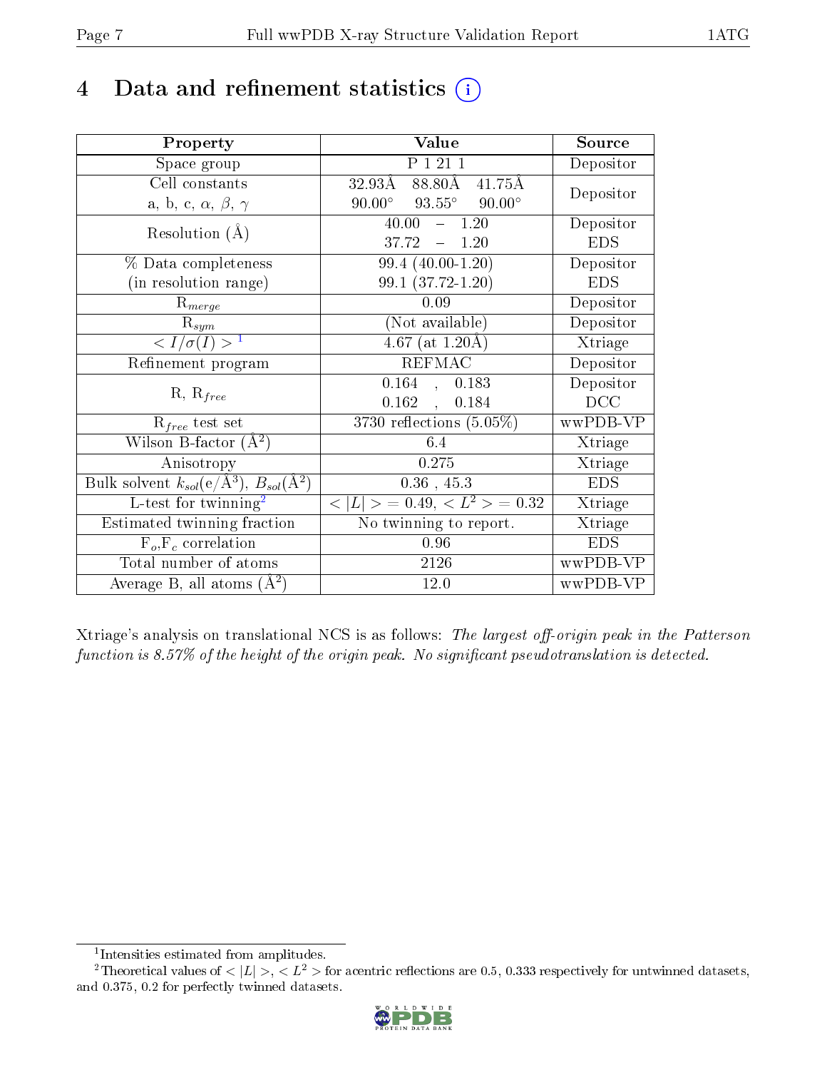# 4 Data and refinement statistics (i)

| Property | Value | Source |
|---|---|---|
| Space group | P 1 21 1 | Depositor |
| Cell constants<br>a, b, c, $\alpha$, $\beta$, $\gamma$ | 32.93Å 88.80Å 41.75Å<br>90.00° 93.55° 90.00° | Depositor |
| Resolution (Å) | 40.00 – 1.20<br>37.72 – 1.20 | Depositor<br>EDS |
| % Data completeness<br>(in resolution range) | 99.4 (40.00-1.20)<br>99.1 (37.72-1.20) | Depositor<br>EDS |
| $R_{merge}$ | 0.09 | Depositor |
| $R_{sym}$ | (Not available) | Depositor |
| $< I/\sigma(I) >$ [1] | 4.67 (at 1.20Å) | Xtriage |
| Refinement program | REFMAC | Depositor |
| R, $R_{free}$ | 0.164 , 0.183<br>0.162 , 0.184 | Depositor<br>DCC |
| $R_{free}$ test set | 3730 reflections (5.05%) | wwPDB-VP |
| Wilson B-factor (Å$^2$) | 6.4 | Xtriage |
| Anisotropy | 0.275 | Xtriage |
| Bulk solvent $k_{sol}$(e/Å$^3$), $B_{sol}$(Å$^2$) | 0.36 , 45.3 | EDS |
| L-test for twinning[2] | $< \|L\| >$ = 0.49, $< L^2 >$ = 0.32 | Xtriage |
| Estimated twinning fraction | No twinning to report. | Xtriage |
| $F_o$,$F_c$ correlation | 0.96 | EDS |
| Total number of atoms | 2126 | wwPDB-VP |
| Average B, all atoms (Å$^2$) | 12.0 | wwPDB-VP |

Xtriage's analysis on translational NCS is as follows: *The largest off-origin peak in the Patterson function is 8.57% of the height of the origin peak. No significant pseudotranslation is detected.*

[1] Intensities estimated from amplitudes.

[2] Theoretical values of $< |L| >$, $< L^2 >$ for acentric reflections are 0.5, 0.333 respectively for untwinned datasets, and 0.375, 0.2 for perfectly twinned datasets.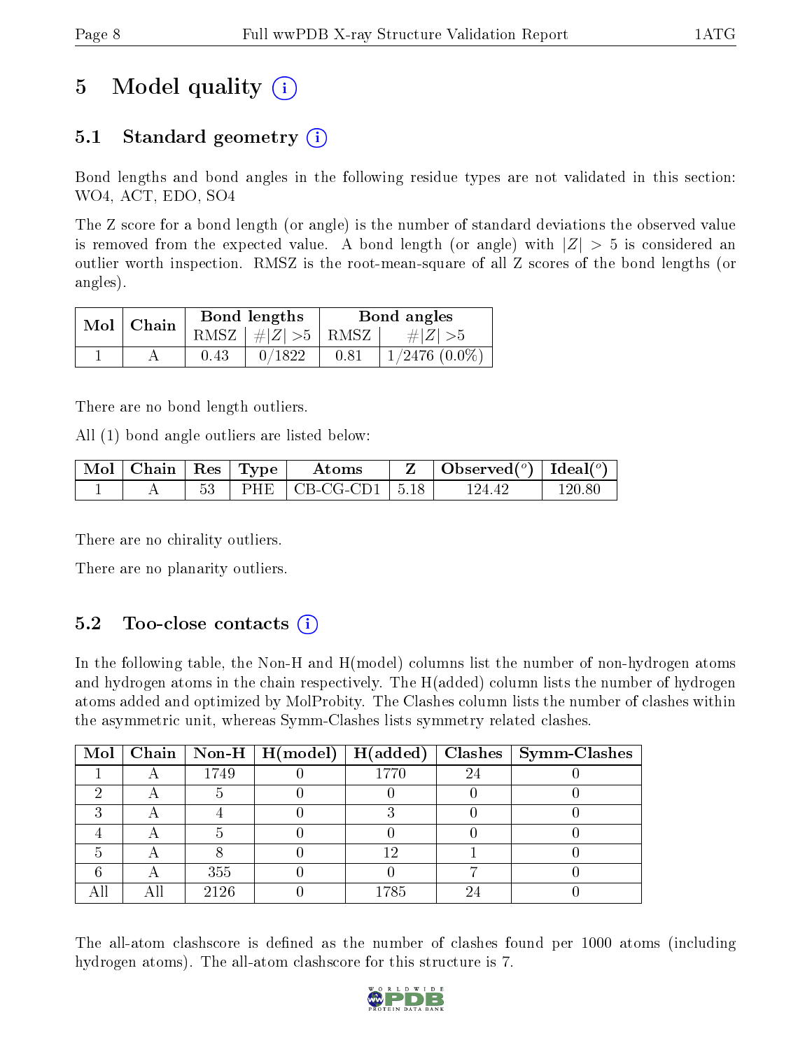# 5 Model quality

## 5.1 Standard geometry

Bond lengths and bond angles in the following residue types are not validated in this section: WO4, ACT, EDO, SO4

The Z score for a bond length (or angle) is the number of standard deviations the observed value is removed from the expected value. A bond length (or angle) with $|Z| > 5$ is considered an outlier worth inspection. RMSZ is the root-mean-square of all Z scores of the bond lengths (or angles).

| Mol | Chain | Bond lengths | | Bond angles | |
|---|---|---|---|---|---|
| | | RMSZ | $\#\|Z\| > 5$ | RMSZ | $\#\|Z\| > 5$ |
| 1 | A | 0.43 | 0/1822 | 0.81 | 1/2476 (0.0%) |

There are no bond length outliers.

All (1) bond angle outliers are listed below:

| Mol | Chain | Res | Type | Atoms | Z | Observed($^{o}$) | Ideal($^{o}$) |
|---|---|---|---|---|---|---|---|
| 1 | A | 53 | PHE | CB-CG-CD1 | 5.18 | 124.42 | 120.80 |

There are no chirality outliers.

There are no planarity outliers.

## 5.2 Too-close contacts

In the following table, the Non-H and H(model) columns list the number of non-hydrogen atoms and hydrogen atoms in the chain respectively. The H(added) column lists the number of hydrogen atoms added and optimized by MolProbity. The Clashes column lists the number of clashes within the asymmetric unit, whereas Symm-Clashes lists symmetry related clashes.

| Mol | Chain | Non-H | H(model) | H(added) | Clashes | Symm-Clashes |
|---|---|---|---|---|---|---|
| 1 | A | 1749 | 0 | 1770 | 24 | 0 |
| 2 | A | 5 | 0 | 0 | 0 | 0 |
| 3 | A | 4 | 0 | 3 | 0 | 0 |
| 4 | A | 5 | 0 | 0 | 0 | 0 |
| 5 | A | 8 | 0 | 12 | 1 | 0 |
| 6 | A | 355 | 0 | 0 | 7 | 0 |
| All | All | 2126 | 0 | 1785 | 24 | 0 |

The all-atom clashscore is defined as the number of clashes found per 1000 atoms (including hydrogen atoms). The all-atom clashscore for this structure is 7.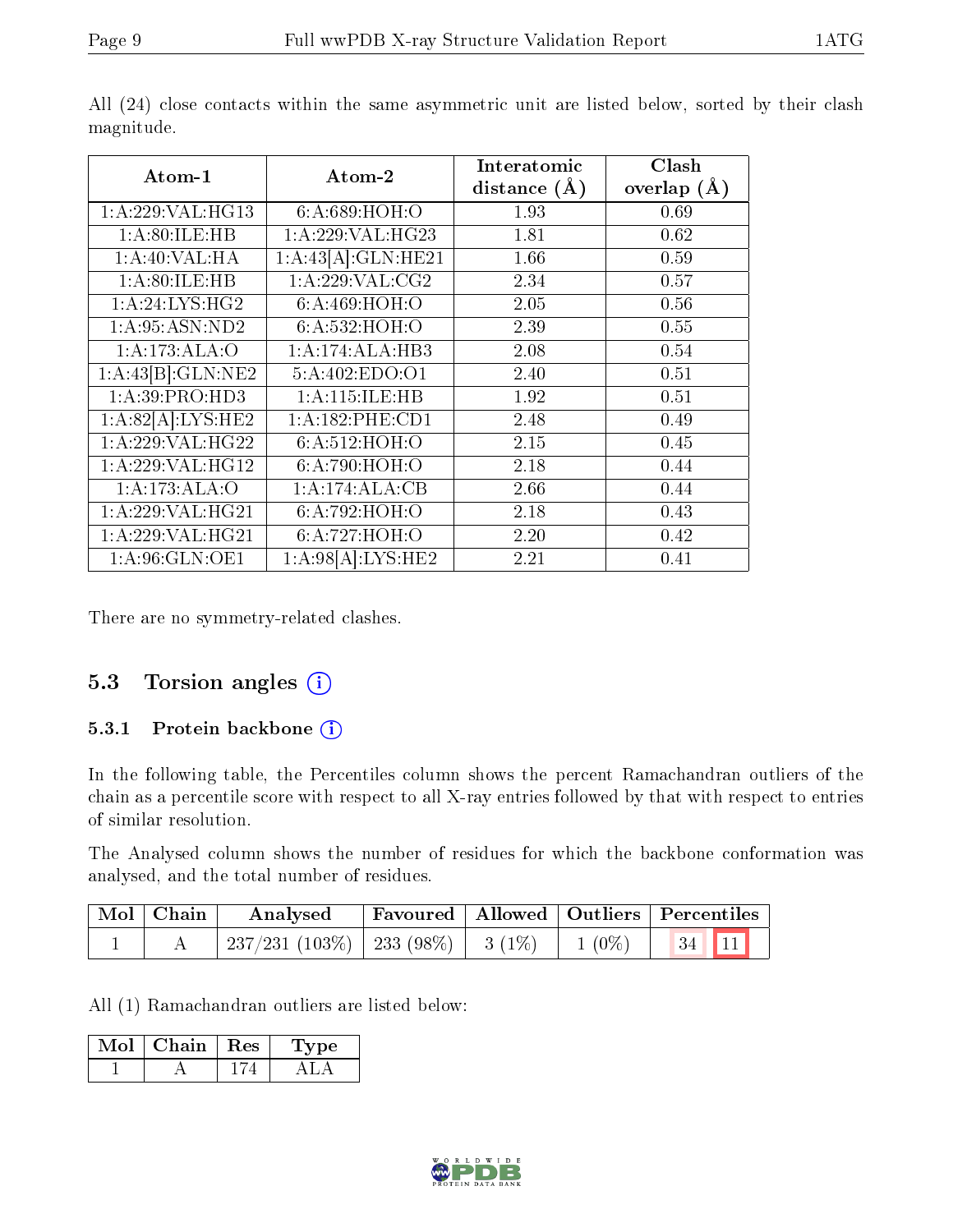All (24) close contacts within the same asymmetric unit are listed below, sorted by their clash magnitude.

| Atom-1 | Atom-2 | Interatomic distance (Å) | Clash overlap (Å) |
|---|---|---|---|
| 1:A:229:VAL:HG13 | 6:A:689:HOH:O | 1.93 | 0.69 |
| 1:A:80:ILE:HB | 1:A:229:VAL:HG23 | 1.81 | 0.62 |
| 1:A:40:VAL:HA | 1:A:43[A]:GLN:HE21 | 1.66 | 0.59 |
| 1:A:80:ILE:HB | 1:A:229:VAL:CG2 | 2.34 | 0.57 |
| 1:A:24:LYS:HG2 | 6:A:469:HOH:O | 2.05 | 0.56 |
| 1:A:95:ASN:ND2 | 6:A:532:HOH:O | 2.39 | 0.55 |
| 1:A:173:ALA:O | 1:A:174:ALA:HB3 | 2.08 | 0.54 |
| 1:A:43[B]:GLN:NE2 | 5:A:402:EDO:O1 | 2.40 | 0.51 |
| 1:A:39:PRO:HD3 | 1:A:115:ILE:HB | 1.92 | 0.51 |
| 1:A:82[A]:LYS:HE2 | 1:A:182:PHE:CD1 | 2.48 | 0.49 |
| 1:A:229:VAL:HG22 | 6:A:512:HOH:O | 2.15 | 0.45 |
| 1:A:229:VAL:HG12 | 6:A:790:HOH:O | 2.18 | 0.44 |
| 1:A:173:ALA:O | 1:A:174:ALA:CB | 2.66 | 0.44 |
| 1:A:229:VAL:HG21 | 6:A:792:HOH:O | 2.18 | 0.43 |
| 1:A:229:VAL:HG21 | 6:A:727:HOH:O | 2.20 | 0.42 |
| 1:A:96:GLN:OE1 | 1:A:98[A]:LYS:HE2 | 2.21 | 0.41 |

There are no symmetry-related clashes.

## 5.3 Torsion angles

### 5.3.1 Protein backbone

In the following table, the Percentiles column shows the percent Ramachandran outliers of the chain as a percentile score with respect to all X-ray entries followed by that with respect to entries of similar resolution.

The Analysed column shows the number of residues for which the backbone conformation was analysed, and the total number of residues.

| Mol | Chain | Analysed | Favoured | Allowed | Outliers | Percentiles | |
|---|---|---|---|---|---|---|---|
| 1 | A | 237/231 (103%) | 233 (98%) | 3 (1%) | 1 (0%) | 34 | 11 |

All (1) Ramachandran outliers are listed below:

| Mol | Chain | Res | Type |
|---|---|---|---|
| 1 | A | 174 | ALA |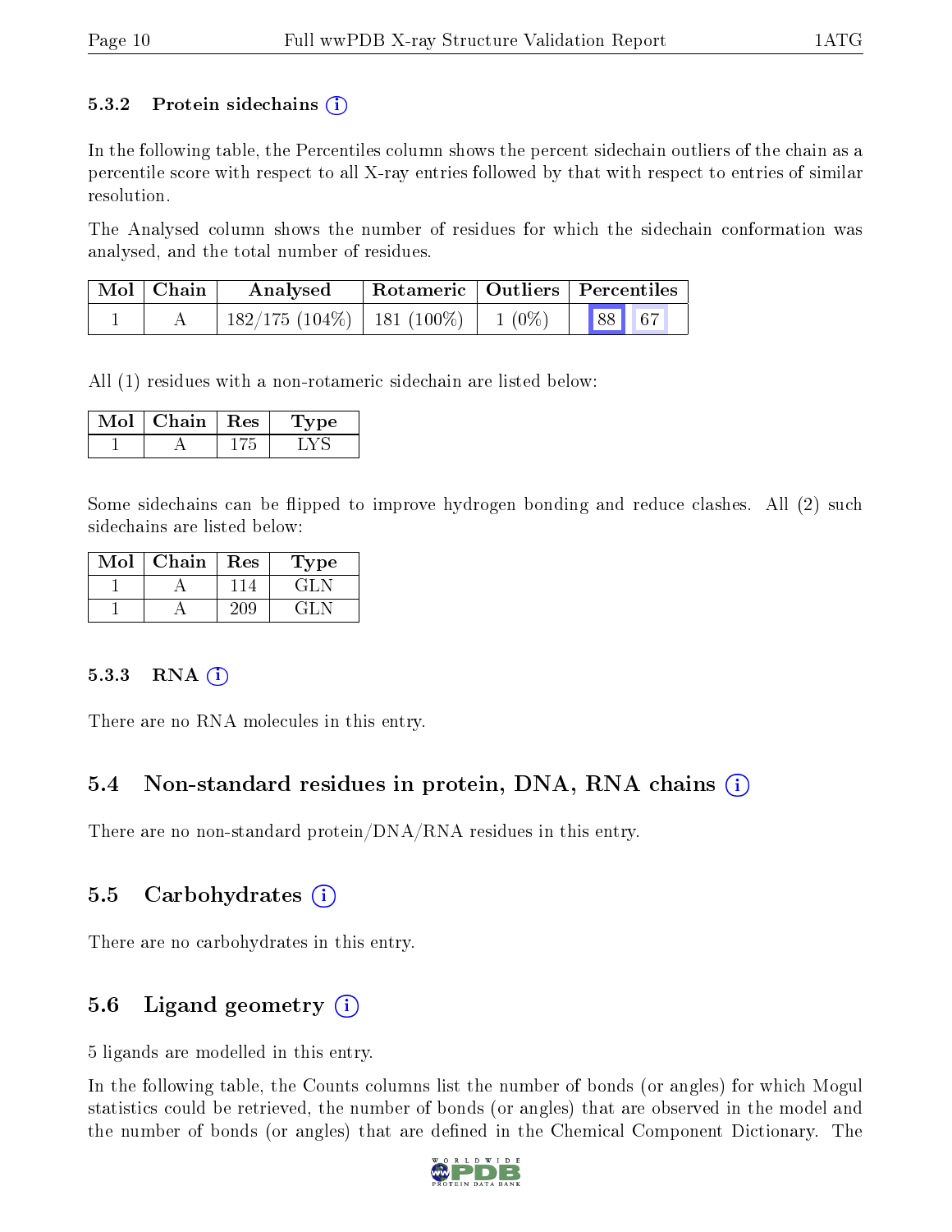### 5.3.2 Protein sidechains

In the following table, the Percentiles column shows the percent sidechain outliers of the chain as a percentile score with respect to all X-ray entries followed by that with respect to entries of similar resolution.

The Analysed column shows the number of residues for which the sidechain conformation was analysed, and the total number of residues.

| Mol | Chain | Analysed | Rotameric | Outliers | Percentiles | |
|---|---|---|---|---|---|---|
| 1 | A | 182/175 (104%) | 181 (100%) | 1 (0%) | 88 | 67 |

All (1) residues with a non-rotameric sidechain are listed below:

| Mol | Chain | Res | Type |
|---|---|---|---|
| 1 | A | 175 | LYS |

Some sidechains can be flipped to improve hydrogen bonding and reduce clashes. All (2) such sidechains are listed below:

| Mol | Chain | Res | Type |
|---|---|---|---|
| 1 | A | 114 | GLN |
| 1 | A | 209 | GLN |

### 5.3.3 RNA

There are no RNA molecules in this entry.

## 5.4 Non-standard residues in protein, DNA, RNA chains

There are no non-standard protein/DNA/RNA residues in this entry.

## 5.5 Carbohydrates

There are no carbohydrates in this entry.

## 5.6 Ligand geometry

5 ligands are modelled in this entry.

In the following table, the Counts columns list the number of bonds (or angles) for which Mogul statistics could be retrieved, the number of bonds (or angles) that are observed in the model and the number of bonds (or angles) that are defined in the Chemical Component Dictionary. The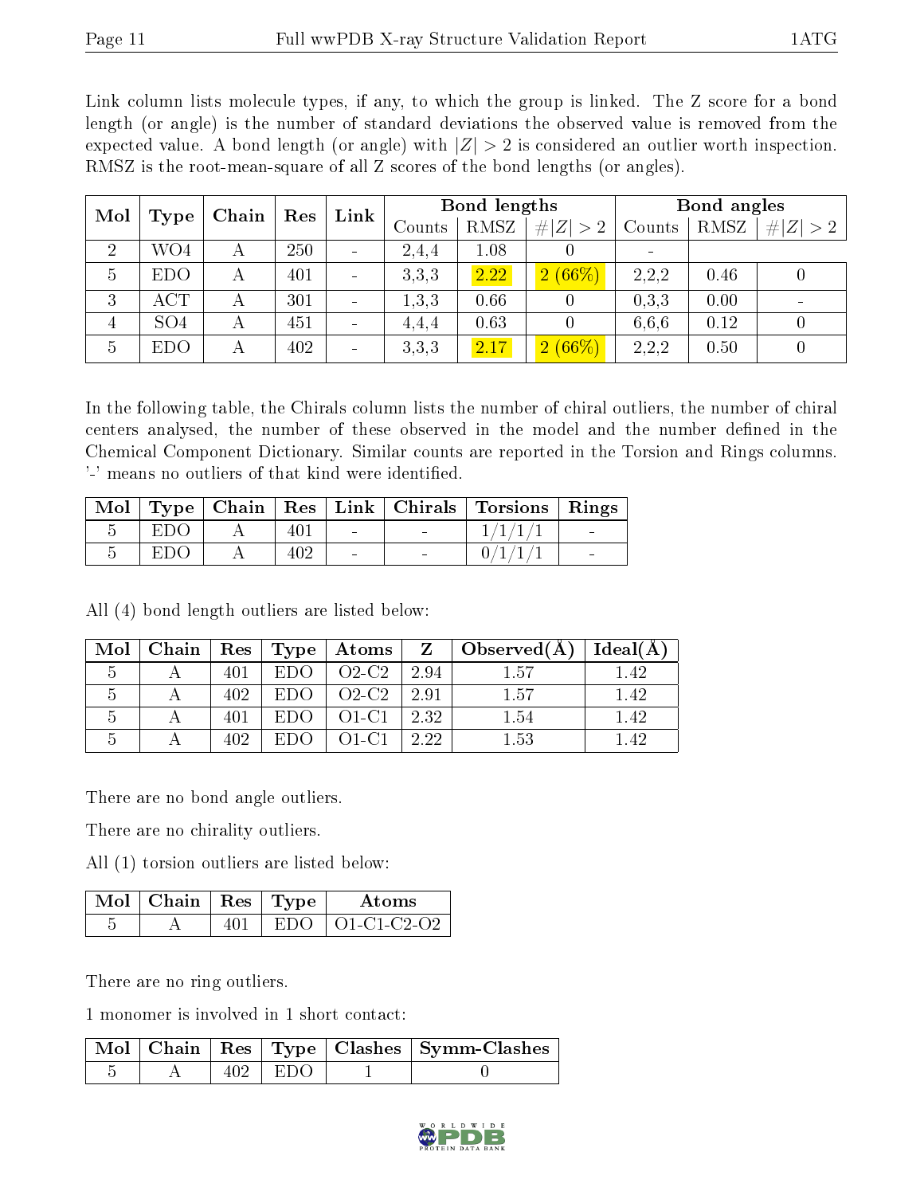Link column lists molecule types, if any, to which the group is linked. The Z score for a bond length (or angle) is the number of standard deviations the observed value is removed from the expected value. A bond length (or angle) with $|Z| > 2$ is considered an outlier worth inspection. RMSZ is the root-mean-square of all Z scores of the bond lengths (or angles).

| Mol | Type | Chain | Res | Link | Bond lengths | | | Bond angles | | |
|---|---|---|---|---|---|---|---|---|---|---|
| | | | | | Counts | RMSZ | $\#|Z|>2$ | Counts | RMSZ | $\#|Z|>2$ |
| 2 | WO4 | A | 250 | - | 2,4,4 | 1.08 | 0 | - | | |
| 5 | EDO | A | 401 | - | 3,3,3 | 2.22 | 2 (66%) | 2,2,2 | 0.46 | 0 |
| 3 | ACT | A | 301 | - | 1,3,3 | 0.66 | 0 | 0,3,3 | 0.00 | - |
| 4 | SO4 | A | 451 | - | 4,4,4 | 0.63 | 0 | 6,6,6 | 0.12 | 0 |
| 5 | EDO | A | 402 | - | 3,3,3 | 2.17 | 2 (66%) | 2,2,2 | 0.50 | 0 |

In the following table, the Chirals column lists the number of chiral outliers, the number of chiral centers analysed, the number of these observed in the model and the number defined in the Chemical Component Dictionary. Similar counts are reported in the Torsion and Rings columns. '-' means no outliers of that kind were identified.

| Mol | Type | Chain | Res | Link | Chirals | Torsions | Rings |
|---|---|---|---|---|---|---|---|
| 5 | EDO | A | 401 | - | - | 1/1/1/1 | - |
| 5 | EDO | A | 402 | - | - | 0/1/1/1 | - |

All (4) bond length outliers are listed below:

| Mol | Chain | Res | Type | Atoms | Z | Observed(Å) | Ideal(Å) |
|---|---|---|---|---|---|---|---|
| 5 | A | 401 | EDO | O2-C2 | 2.94 | 1.57 | 1.42 |
| 5 | A | 402 | EDO | O2-C2 | 2.91 | 1.57 | 1.42 |
| 5 | A | 401 | EDO | O1-C1 | 2.32 | 1.54 | 1.42 |
| 5 | A | 402 | EDO | O1-C1 | 2.22 | 1.53 | 1.42 |

There are no bond angle outliers.

There are no chirality outliers.

All (1) torsion outliers are listed below:

| Mol | Chain | Res | Type | Atoms |
|---|---|---|---|---|
| 5 | A | 401 | EDO | O1-C1-C2-O2 |

There are no ring outliers.

1 monomer is involved in 1 short contact:

| Mol | Chain | Res | Type | Clashes | Symm-Clashes |
|---|---|---|---|---|---|
| 5 | A | 402 | EDO | 1 | 0 |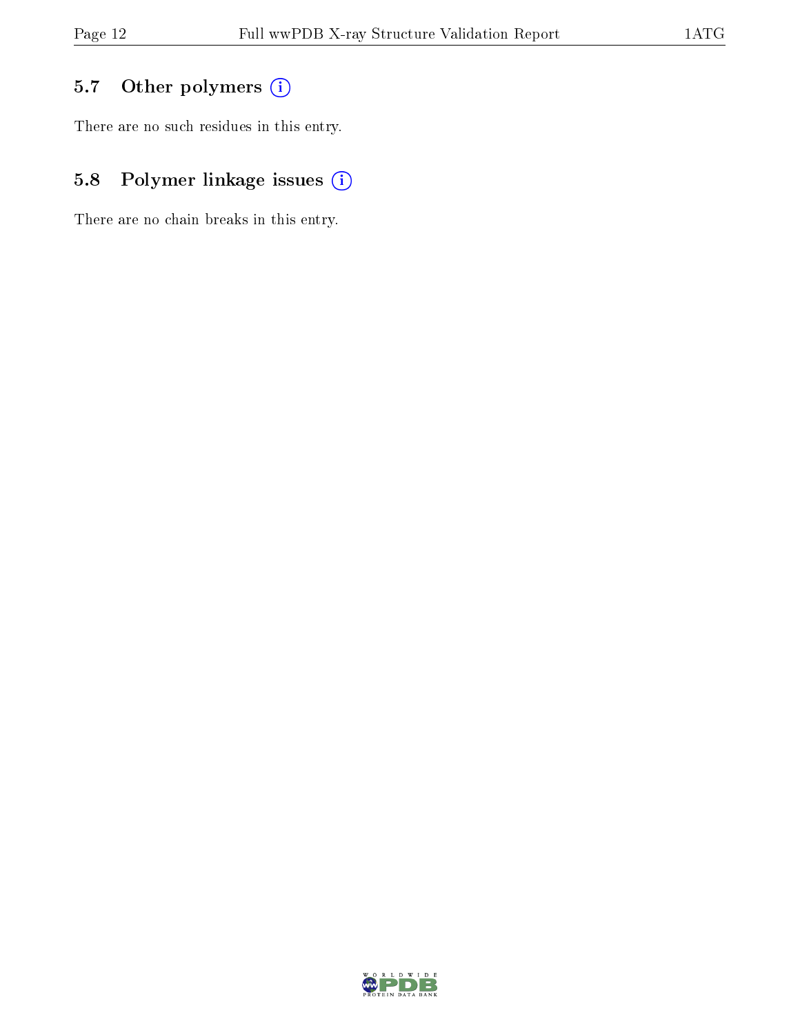## 5.7 Other polymers

There are no such residues in this entry.

## 5.8 Polymer linkage issues

There are no chain breaks in this entry.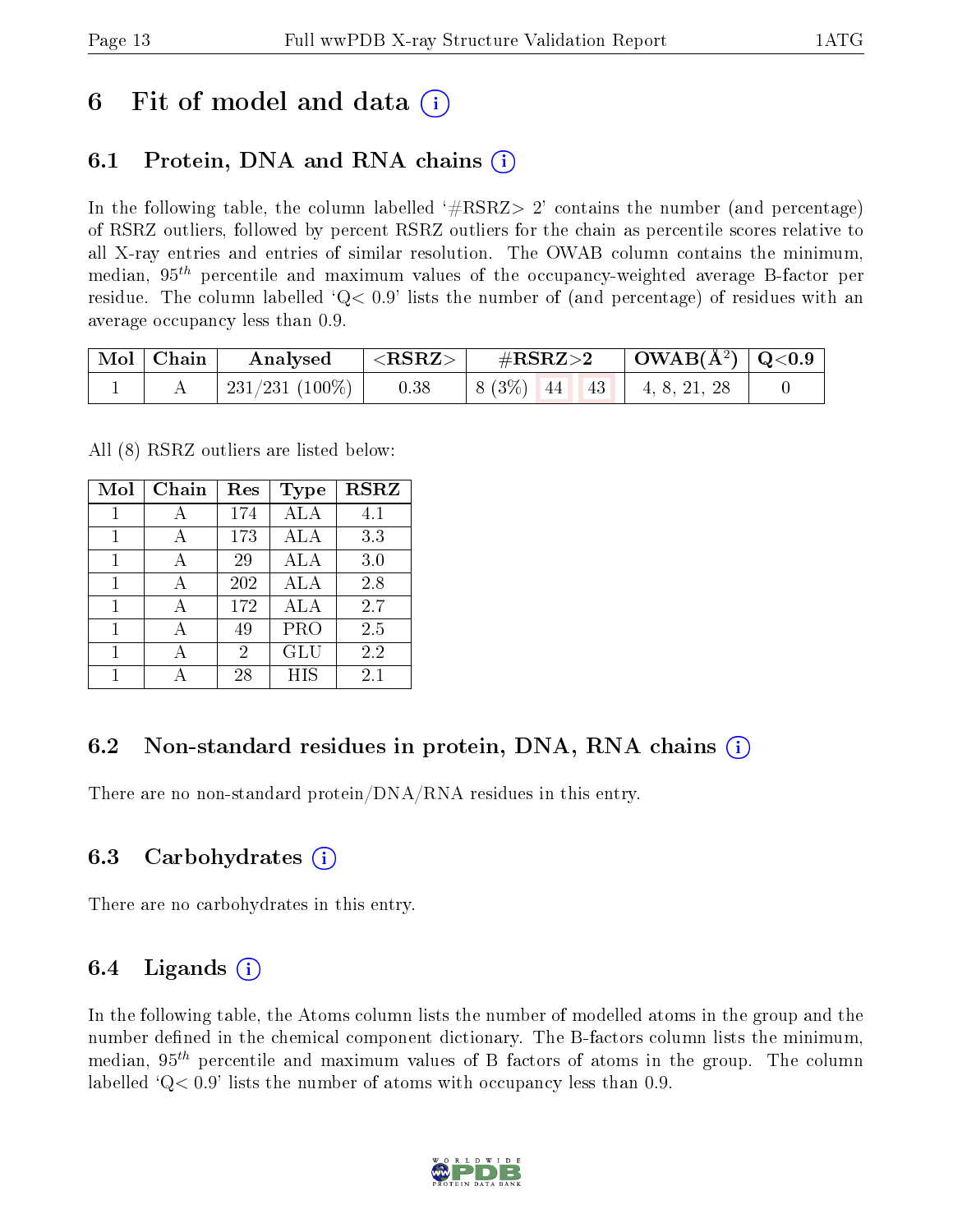# 6 Fit of model and data

## 6.1 Protein, DNA and RNA chains

In the following table, the column labelled '#RSRZ> 2' contains the number (and percentage) of RSRZ outliers, followed by percent RSRZ outliers for the chain as percentile scores relative to all X-ray entries and entries of similar resolution. The OWAB column contains the minimum, median, $95^{th}$ percentile and maximum values of the occupancy-weighted average B-factor per residue. The column labelled 'Q< 0.9' lists the number of (and percentage) of residues with an average occupancy less than 0.9.

| Mol | Chain | Analysed | <RSRZ> | #RSRZ>2 | | | OWAB(Å$^2$) | Q<0.9 |
|---|---|---|---|---|---|---|---|---|
| 1 | A | 231/231 (100%) | 0.38 | 8 (3%) | 44 | 43 | 4, 8, 21, 28 | 0 |

All (8) RSRZ outliers are listed below:

| Mol | Chain | Res | Type | RSRZ |
|---|---|---|---|---|
| 1 | A | 174 | ALA | 4.1 |
| 1 | A | 173 | ALA | 3.3 |
| 1 | A | 29 | ALA | 3.0 |
| 1 | A | 202 | ALA | 2.8 |
| 1 | A | 172 | ALA | 2.7 |
| 1 | A | 49 | PRO | 2.5 |
| 1 | A | 2 | GLU | 2.2 |
| 1 | A | 28 | HIS | 2.1 |

## 6.2 Non-standard residues in protein, DNA, RNA chains

There are no non-standard protein/DNA/RNA residues in this entry.

## 6.3 Carbohydrates

There are no carbohydrates in this entry.

## 6.4 Ligands

In the following table, the Atoms column lists the number of modelled atoms in the group and the number defined in the chemical component dictionary. The B-factors column lists the minimum, median, $95^{th}$ percentile and maximum values of B factors of atoms in the group. The column labelled 'Q< 0.9' lists the number of atoms with occupancy less than 0.9.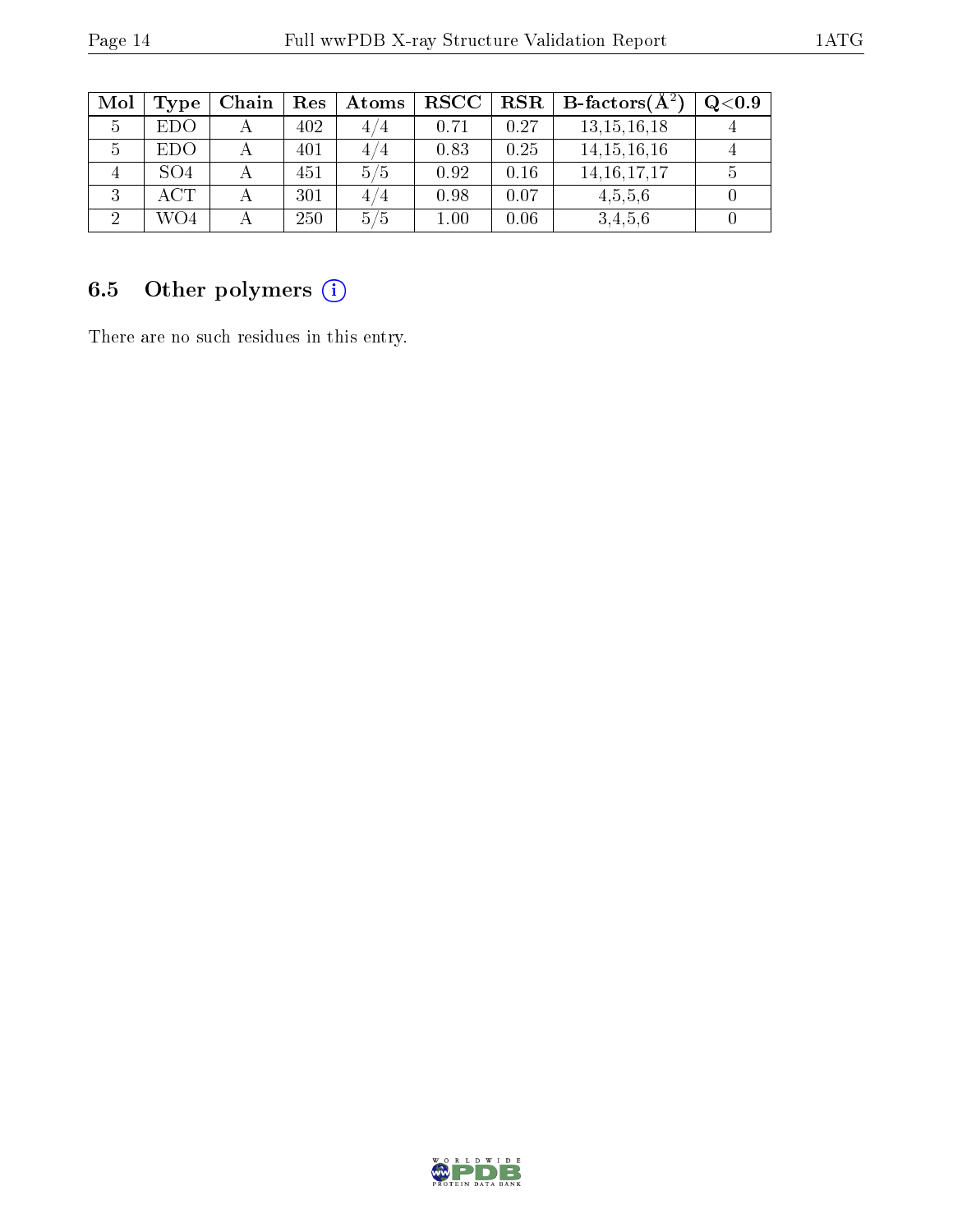| Mol | Type | Chain | Res | Atoms | RSCC | RSR | B-factors($Å^2$) | Q<0.9 |
|---|---|---|---|---|---|---|---|---|
| 5 | EDO | A | 402 | 4/4 | 0.71 | 0.27 | 13,15,16,18 | 4 |
| 5 | EDO | A | 401 | 4/4 | 0.83 | 0.25 | 14,15,16,16 | 4 |
| 4 | SO4 | A | 451 | 5/5 | 0.92 | 0.16 | 14,16,17,17 | 5 |
| 3 | ACT | A | 301 | 4/4 | 0.98 | 0.07 | 4,5,5,6 | 0 |
| 2 | WO4 | A | 250 | 5/5 | 1.00 | 0.06 | 3,4,5,6 | 0 |

## 6.5 Other polymers

There are no such residues in this entry.